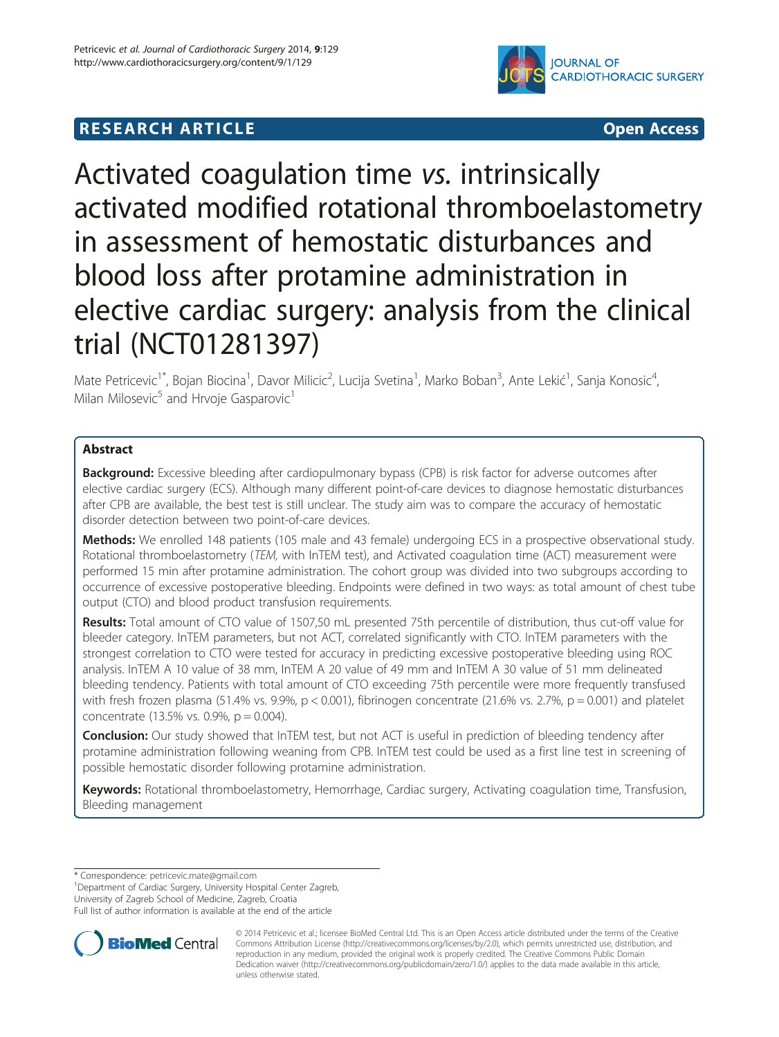RESEARCH ARTICLE Open Access

# Activated coagulation time *vs.* intrinsically activated modified rotational thromboelastometry in assessment of hemostatic disturbances and blood loss after protamine administration in elective cardiac surgery: analysis from the clinical trial (NCT01281397)

Mate Petricevic[1*], Bojan Biocina[1], Davor Milicic[2], Lucija Svetina[1], Marko Boban[3], Ante Lekić[1], Sanja Konosic[4], Milan Milosevic[5] and Hrvoje Gasparovic[1]

## Abstract

**Background:** Excessive bleeding after cardiopulmonary bypass (CPB) is risk factor for adverse outcomes after elective cardiac surgery (ECS). Although many different point-of-care devices to diagnose hemostatic disturbances after CPB are available, the best test is still unclear. The study aim was to compare the accuracy of hemostatic disorder detection between two point-of-care devices.

**Methods:** We enrolled 148 patients (105 male and 43 female) undergoing ECS in a prospective observational study. Rotational thromboelastometry (*TEM*, with InTEM test), and Activated coagulation time (ACT) measurement were performed 15 min after protamine administration. The cohort group was divided into two subgroups according to occurrence of excessive postoperative bleeding. Endpoints were defined in two ways: as total amount of chest tube output (CTO) and blood product transfusion requirements.

**Results:** Total amount of CTO value of 1507,50 mL presented 75th percentile of distribution, thus cut-off value for bleeder category. InTEM parameters, but not ACT, correlated significantly with CTO. InTEM parameters with the strongest correlation to CTO were tested for accuracy in predicting excessive postoperative bleeding using ROC analysis. InTEM A 10 value of 38 mm, InTEM A 20 value of 49 mm and InTEM A 30 value of 51 mm delineated bleeding tendency. Patients with total amount of CTO exceeding 75th percentile were more frequently transfused with fresh frozen plasma (51.4% vs. 9.9%, $p < 0.001$), fibrinogen concentrate (21.6% vs. 2.7%, $p = 0.001$) and platelet concentrate (13.5% vs. 0.9%, $p = 0.004$).

**Conclusion:** Our study showed that InTEM test, but not ACT is useful in prediction of bleeding tendency after protamine administration following weaning from CPB. InTEM test could be used as a first line test in screening of possible hemostatic disorder following protamine administration.

**Keywords:** Rotational thromboelastometry, Hemorrhage, Cardiac surgery, Activating coagulation time, Transfusion, Bleeding management

\* Correspondence: petricevic.mate@gmail.com
[1]Department of Cardiac Surgery, University Hospital Center Zagreb, University of Zagreb School of Medicine, Zagreb, Croatia
Full list of author information is available at the end of the article

© 2014 Petricevic et al.; licensee BioMed Central Ltd. This is an Open Access article distributed under the terms of the Creative Commons Attribution License (http://creativecommons.org/licenses/by/2.0), which permits unrestricted use, distribution, and reproduction in any medium, provided the original work is properly credited. The Creative Commons Public Domain Dedication waiver (http://creativecommons.org/publicdomain/zero/1.0/) applies to the data made available in this article, unless otherwise stated.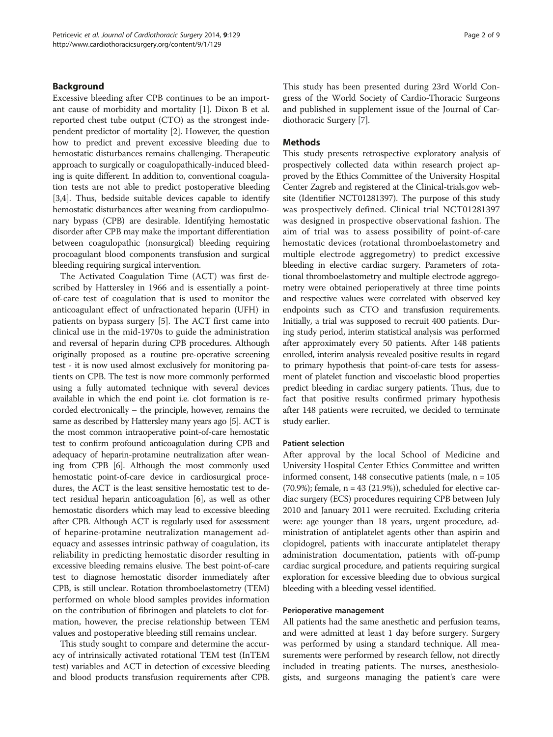## Background

Excessive bleeding after CPB continues to be an important cause of morbidity and mortality [1]. Dixon B et al. reported chest tube output (CTO) as the strongest independent predictor of mortality [2]. However, the question how to predict and prevent excessive bleeding due to hemostatic disturbances remains challenging. Therapeutic approach to surgically or coagulopathically-induced bleeding is quite different. In addition to, conventional coagulation tests are not able to predict postoperative bleeding [3,4]. Thus, bedside suitable devices capable to identify hemostatic disturbances after weaning from cardiopulmonary bypass (CPB) are desirable. Identifying hemostatic disorder after CPB may make the important differentiation between coagulopathic (nonsurgical) bleeding requiring procoagulant blood components transfusion and surgical bleeding requiring surgical intervention.

The Activated Coagulation Time (ACT) was first described by Hattersley in 1966 and is essentially a point-of-care test of coagulation that is used to monitor the anticoagulant effect of unfractionated heparin (UFH) in patients on bypass surgery [5]. The ACT first came into clinical use in the mid-1970s to guide the administration and reversal of heparin during CPB procedures. Although originally proposed as a routine pre-operative screening test - it is now used almost exclusively for monitoring patients on CPB. The test is now more commonly performed using a fully automated technique with several devices available in which the end point i.e. clot formation is recorded electronically – the principle, however, remains the same as described by Hattersley many years ago [5]. ACT is the most common intraoperative point-of-care hemostatic test to confirm profound anticoagulation during CPB and adequacy of heparin-protamine neutralization after weaning from CPB [6]. Although the most commonly used hemostatic point-of-care device in cardiosurgical procedures, the ACT is the least sensitive hemostatic test to detect residual heparin anticoagulation [6], as well as other hemostatic disorders which may lead to excessive bleeding after CPB. Although ACT is regularly used for assessment of heparine-protamine neutralization management adequacy and assesses intrinsic pathway of coagulation, its reliability in predicting hemostatic disorder resulting in excessive bleeding remains elusive. The best point-of-care test to diagnose hemostatic disorder immediately after CPB, is still unclear. Rotation thromboelastometry (TEM) performed on whole blood samples provides information on the contribution of fibrinogen and platelets to clot formation, however, the precise relationship between TEM values and postoperative bleeding still remains unclear.

This study sought to compare and determine the accuracy of intrinsically activated rotational TEM test (InTEM test) variables and ACT in detection of excessive bleeding and blood products transfusion requirements after CPB. This study has been presented during 23rd World Congress of the World Society of Cardio-Thoracic Surgeons and published in supplement issue of the Journal of Cardiothoracic Surgery [7].

## Methods

This study presents retrospective exploratory analysis of prospectively collected data within research project approved by the Ethics Committee of the University Hospital Center Zagreb and registered at the Clinical-trials.gov website (Identifier NCT01281397). The purpose of this study was prospectively defined. Clinical trial NCT01281397 was designed in prospective observational fashion. The aim of trial was to assess possibility of point-of-care hemostatic devices (rotational thromboelastometry and multiple electrode aggregometry) to predict excessive bleeding in elective cardiac surgery. Parameters of rotational thromboelastometry and multiple electrode aggregometry were obtained perioperatively at three time points and respective values were correlated with observed key endpoints such as CTO and transfusion requirements. Initially, a trial was supposed to recruit 400 patients. During study period, interim statistical analysis was performed after approximately every 50 patients. After 148 patients enrolled, interim analysis revealed positive results in regard to primary hypothesis that point-of-care tests for assessment of platelet function and viscoelastic blood properties predict bleeding in cardiac surgery patients. Thus, due to fact that positive results confirmed primary hypothesis after 148 patients were recruited, we decided to terminate study earlier.

### Patient selection

After approval by the local School of Medicine and University Hospital Center Ethics Committee and written informed consent, 148 consecutive patients (male, n = 105 (70.9%); female, n = 43 (21.9%)), scheduled for elective cardiac surgery (ECS) procedures requiring CPB between July 2010 and January 2011 were recruited. Excluding criteria were: age younger than 18 years, urgent procedure, administration of antiplatelet agents other than aspirin and clopidogrel, patients with inaccurate antiplatelet therapy administration documentation, patients with off-pump cardiac surgical procedure, and patients requiring surgical exploration for excessive bleeding due to obvious surgical bleeding with a bleeding vessel identified.

### Perioperative management

All patients had the same anesthetic and perfusion teams, and were admitted at least 1 day before surgery. Surgery was performed by using a standard technique. All measurements were performed by research fellow, not directly included in treating patients. The nurses, anesthesiologists, and surgeons managing the patient's care were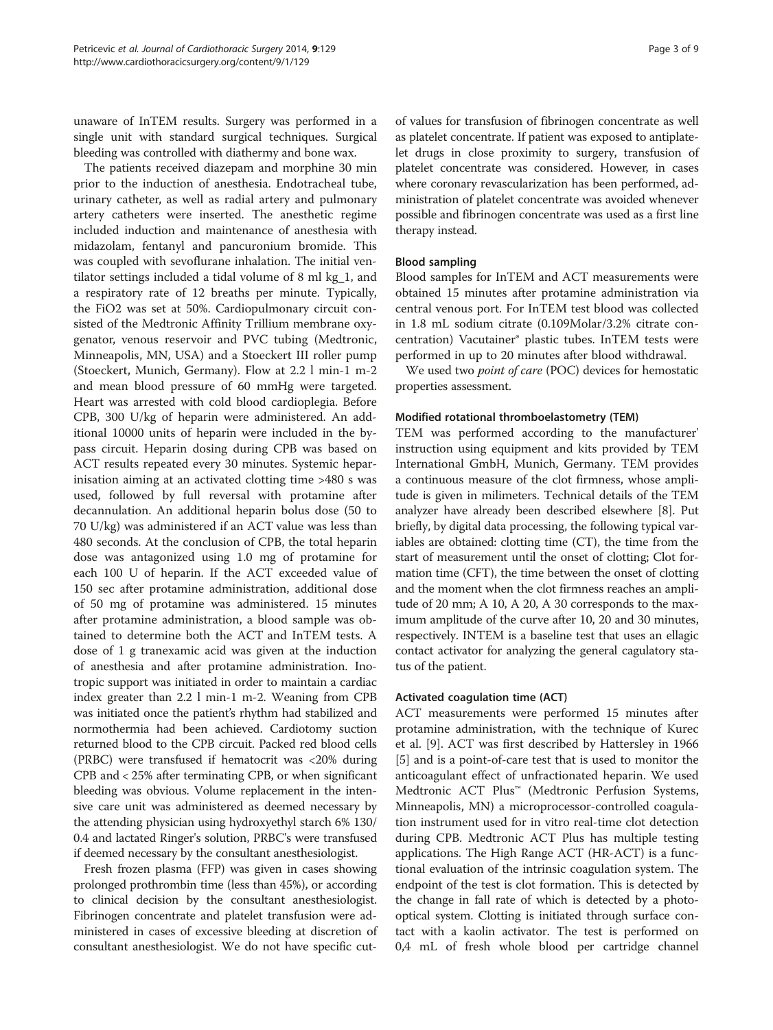unaware of InTEM results. Surgery was performed in a single unit with standard surgical techniques. Surgical bleeding was controlled with diathermy and bone wax.

The patients received diazepam and morphine 30 min prior to the induction of anesthesia. Endotracheal tube, urinary catheter, as well as radial artery and pulmonary artery catheters were inserted. The anesthetic regime included induction and maintenance of anesthesia with midazolam, fentanyl and pancuronium bromide. This was coupled with sevoflurane inhalation. The initial ventilator settings included a tidal volume of 8 ml kg_1, and a respiratory rate of 12 breaths per minute. Typically, the FiO2 was set at 50%. Cardiopulmonary circuit consisted of the Medtronic Affinity Trillium membrane oxygenator, venous reservoir and PVC tubing (Medtronic, Minneapolis, MN, USA) and a Stoeckert III roller pump (Stoeckert, Munich, Germany). Flow at 2.2 l min-1 m-2 and mean blood pressure of 60 mmHg were targeted. Heart was arrested with cold blood cardioplegia. Before CPB, 300 U/kg of heparin were administered. An additional 10000 units of heparin were included in the bypass circuit. Heparin dosing during CPB was based on ACT results repeated every 30 minutes. Systemic heparinisation aiming at an activated clotting time >480 s was used, followed by full reversal with protamine after decannulation. An additional heparin bolus dose (50 to 70 U/kg) was administered if an ACT value was less than 480 seconds. At the conclusion of CPB, the total heparin dose was antagonized using 1.0 mg of protamine for each 100 U of heparin. If the ACT exceeded value of 150 sec after protamine administration, additional dose of 50 mg of protamine was administered. 15 minutes after protamine administration, a blood sample was obtained to determine both the ACT and InTEM tests. A dose of 1 g tranexamic acid was given at the induction of anesthesia and after protamine administration. Inotropic support was initiated in order to maintain a cardiac index greater than 2.2 l min-1 m-2. Weaning from CPB was initiated once the patient's rhythm had stabilized and normothermia had been achieved. Cardiotomy suction returned blood to the CPB circuit. Packed red blood cells (PRBC) were transfused if hematocrit was <20% during CPB and < 25% after terminating CPB, or when significant bleeding was obvious. Volume replacement in the intensive care unit was administered as deemed necessary by the attending physician using hydroxyethyl starch 6% 130/0.4 and lactated Ringer's solution, PRBC's were transfused if deemed necessary by the consultant anesthesiologist.

Fresh frozen plasma (FFP) was given in cases showing prolonged prothrombin time (less than 45%), or according to clinical decision by the consultant anesthesiologist. Fibrinogen concentrate and platelet transfusion were administered in cases of excessive bleeding at discretion of consultant anesthesiologist. We do not have specific cut-of values for transfusion of fibrinogen concentrate as well as platelet concentrate. If patient was exposed to antiplatelet drugs in close proximity to surgery, transfusion of platelet concentrate was considered. However, in cases where coronary revascularization has been performed, administration of platelet concentrate was avoided whenever possible and fibrinogen concentrate was used as a first line therapy instead.

### Blood sampling

Blood samples for InTEM and ACT measurements were obtained 15 minutes after protamine administration via central venous port. For InTEM test blood was collected in 1.8 mL sodium citrate (0.109Molar/3.2% citrate concentration) Vacutainer® plastic tubes. InTEM tests were performed in up to 20 minutes after blood withdrawal.

We used two *point of care* (POC) devices for hemostatic properties assessment.

### Modified rotational thromboelastometry (TEM)

TEM was performed according to the manufacturer' instruction using equipment and kits provided by TEM International GmbH, Munich, Germany. TEM provides a continuous measure of the clot firmness, whose amplitude is given in milimeters. Technical details of the TEM analyzer have already been described elsewhere [8]. Put briefly, by digital data processing, the following typical variables are obtained: clotting time (CT), the time from the start of measurement until the onset of clotting; Clot formation time (CFT), the time between the onset of clotting and the moment when the clot firmness reaches an amplitude of 20 mm; A 10, A 20, A 30 corresponds to the maximum amplitude of the curve after 10, 20 and 30 minutes, respectively. INTEM is a baseline test that uses an ellagic contact activator for analyzing the general cagulatory status of the patient.

### Activated coagulation time (ACT)

ACT measurements were performed 15 minutes after protamine administration, with the technique of Kurec et al. [9]. ACT was first described by Hattersley in 1966 [5] and is a point-of-care test that is used to monitor the anticoagulant effect of unfractionated heparin. We used Medtronic ACT Plus™ (Medtronic Perfusion Systems, Minneapolis, MN) a microprocessor-controlled coagulation instrument used for in vitro real-time clot detection during CPB. Medtronic ACT Plus has multiple testing applications. The High Range ACT (HR-ACT) is a functional evaluation of the intrinsic coagulation system. The endpoint of the test is clot formation. This is detected by the change in fall rate of which is detected by a photo-optical system. Clotting is initiated through surface contact with a kaolin activator. The test is performed on 0,4 mL of fresh whole blood per cartridge channel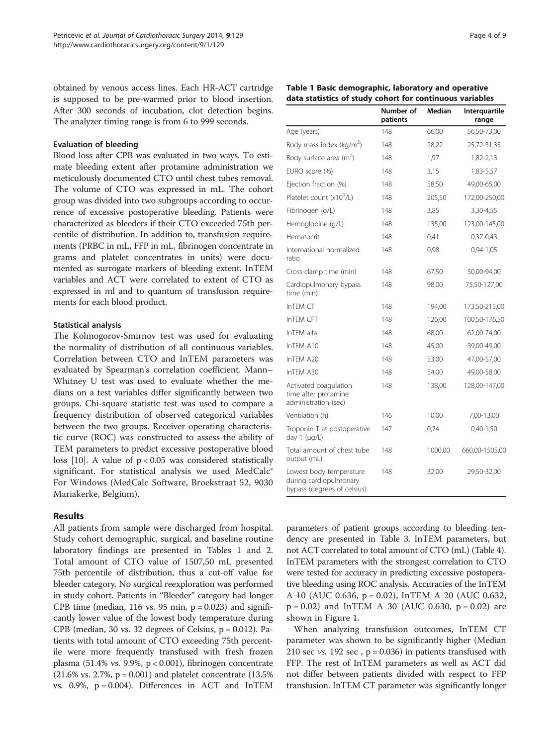obtained by venous access lines. Each HR-ACT cartridge is supposed to be pre-warmed prior to blood insertion. After 300 seconds of incubation, clot detection begins. The analyzer timing range is from 6 to 999 seconds.

#### Evaluation of bleeding

Blood loss after CPB was evaluated in two ways. To estimate bleeding extent after protamine administration we meticulously documented CTO until chest tubes removal. The volume of CTO was expressed in mL. The cohort group was divided into two subgroups according to occurrence of excessive postoperative bleeding. Patients were characterized as bleeders if their CTO exceeded 75th percentile of distribution. In addition to, transfusion requirements (PRBC in mL, FFP in mL, fibrinogen concentrate in grams and platelet concentrates in units) were documented as surrogate markers of bleeding extent. InTEM variables and ACT were correlated to extent of CTO as expressed in ml and to quantum of transfusion requirements for each blood product.

#### Statistical analysis

The Kolmogorov-Smirnov test was used for evaluating the normality of distribution of all continuous variables. Correlation between CTO and InTEM parameters was evaluated by Spearman's correlation coefficient. Mann–Whitney U test was used to evaluate whether the medians on a test variables differ significantly between two groups. Chi-square statistic test was used to compare a frequency distribution of observed categorical variables between the two groups. Receiver operating characteristic curve (ROC) was constructed to assess the ability of TEM parameters to predict excessive postoperative blood loss [10]. A value of $p < 0.05$ was considered statistically significant. For statistical analysis we used MedCalc® For Windows (MedCalc Software, Broekstraat 52, 9030 Mariakerke, Belgium).

### Results

All patients from sample were discharged from hospital. Study cohort demographic, surgical, and baseline routine laboratory findings are presented in Tables 1 and 2. Total amount of CTO value of 1507,50 mL presented 75th percentile of distribution, thus a cut-off value for bleeder category. No surgical reexploration was performed in study cohort. Patients in "Bleeder" category had longer CPB time (median, 116 vs. 95 min, $p = 0.023$) and significantly lower value of the lowest body temperature during CPB (median, 30 vs. 32 degrees of Celsius, $p = 0.012$). Patients with total amount of CTO exceeding 75th percentile were more frequently transfused with fresh frozen plasma (51.4% vs. 9.9%, $p < 0.001$), fibrinogen concentrate (21.6% vs. 2.7%, $p = 0.001$) and platelet concentrate (13.5% vs. 0.9%, $p = 0.004$). Differences in ACT and InTEM parameters of patient groups according to bleeding tendency are presented in Table 3. InTEM parameters, but not ACT correlated to total amount of CTO (mL) (Table 4). InTEM parameters with the strongest correlation to CTO were tested for accuracy in predicting excessive postoperative bleeding using ROC analysis. Accuracies of the InTEM A 10 (AUC 0.636, $p = 0.02$), InTEM A 20 (AUC 0.632, $p = 0.02$) and InTEM A 30 (AUC 0.630, $p = 0.02$) are shown in Figure 1.

When analyzing transfusion outcomes, InTEM CT parameter was shown to be significantly higher (Median 210 sec *vs.* 192 sec , $p = 0.036$) in patients transfused with FFP. The rest of InTEM parameters as well as ACT did not differ between patients divided with respect to FFP transfusion. InTEM CT parameter was significantly longer

**Table 1 Basic demographic, laboratory and operative data statistics of study cohort for continuous variables**

| | Number of patients | Median | Interquartile range |
|---|---|---|---|
| Age (years) | 148 | 66,00 | 56,50-73,00 |
| Body mass index (kg/m$^2$) | 148 | 28,22 | 25,72-31,35 |
| Body surface area (m$^2$) | 148 | 1,97 | 1,82-2,13 |
| EURO score (%) | 148 | 3,15 | 1,83-5,57 |
| Ejection fraction (%) | 148 | 58,50 | 49,00-65,00 |
| Platelet count (x10$^9$/L) | 148 | 205,50 | 172,00-250,00 |
| Fibrinogen (g/L) | 148 | 3,85 | 3,30-4,55 |
| Hemoglobine (g/L) | 148 | 135,00 | 123,00-145,00 |
| Hematocrit | 148 | 0,41 | 0,37-0,43 |
| International normalized ratio | 148 | 0,98 | 0,94-1,05 |
| Cross-clamp time (min) | 148 | 67,50 | 50,00-94,00 |
| Cardiopulmonary bypass time (min) | 148 | 98,00 | 75,50-127,00 |
| InTEM CT | 148 | 194,00 | 173,50-215,00 |
| InTEM CFT | 148 | 126,00 | 100,50-176,50 |
| InTEM alfa | 148 | 68,00 | 62,00-74,00 |
| InTEM A10 | 148 | 45,00 | 39,00-49,00 |
| InTEM A20 | 148 | 53,00 | 47,00-57,00 |
| InTEM A30 | 148 | 54,00 | 49,00-58,00 |
| Activated coagulation time after protamine administration (sec) | 148 | 138,00 | 128,00-147,00 |
| Ventilation (h) | 146 | 10,00 | 7,00-13,00 |
| Troponin T at postoperative day 1 (μg/L) | 147 | 0,74 | 0,40-1,50 |
| Total amount of chest tube output (mL) | 148 | 1000,00 | 660,00-1505,00 |
| Lowest body temperature during cardiopulmonary bypass (degrees of celsius) | 148 | 32,00 | 29,50-32,00 |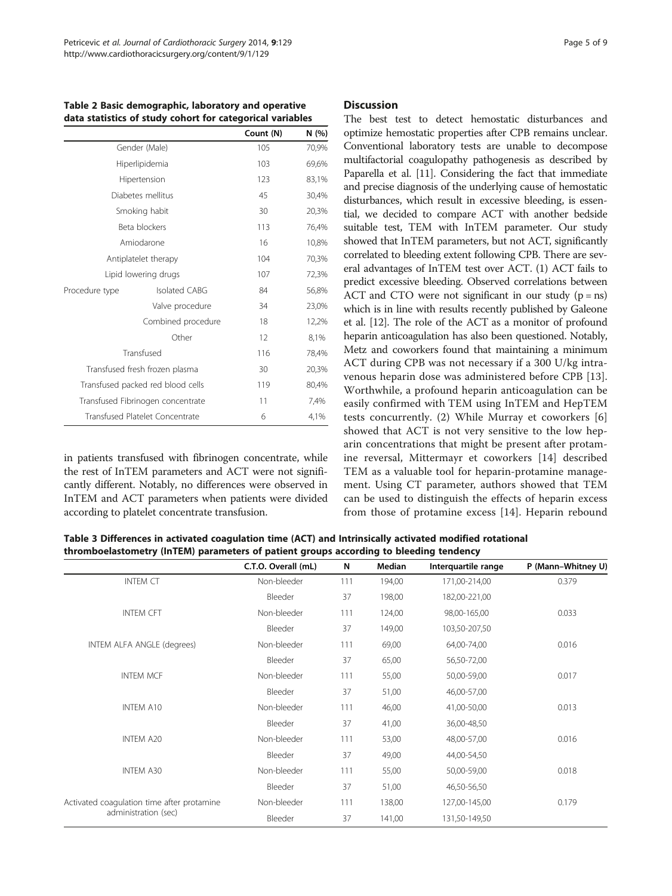**Table 2 Basic demographic, laboratory and operative data statistics of study cohort for categorical variables**

| | | Count (N) | N (%) |
|---|---|---|---|
| Gender (Male) | | 105 | 70,9% |
| Hiperlipidemia | | 103 | 69,6% |
| Hipertension | | 123 | 83,1% |
| Diabetes mellitus | | 45 | 30,4% |
| Smoking habit | | 30 | 20,3% |
| Beta blockers | | 113 | 76,4% |
| Amiodarone | | 16 | 10,8% |
| Antiplatelet therapy | | 104 | 70,3% |
| Lipid lowering drugs | | 107 | 72,3% |
| Procedure type | Isolated CABG | 84 | 56,8% |
| | Valve procedure | 34 | 23,0% |
| | Combined procedure | 18 | 12,2% |
| | Other | 12 | 8,1% |
| Transfused | | 116 | 78,4% |
| Transfused fresh frozen plasma | | 30 | 20,3% |
| Transfused packed red blood cells | | 119 | 80,4% |
| Transfused Fibrinogen concentrate | | 11 | 7,4% |
| Transfused Platelet Concentrate | | 6 | 4,1% |

in patients transfused with fibrinogen concentrate, while the rest of InTEM parameters and ACT were not significantly different. Notably, no differences were observed in InTEM and ACT parameters when patients were divided according to platelet concentrate transfusion.

## Discussion

The best test to detect hemostatic disturbances and optimize hemostatic properties after CPB remains unclear. Conventional laboratory tests are unable to decompose multifactorial coagulopathy pathogenesis as described by Paparella et al. [11]. Considering the fact that immediate and precise diagnosis of the underlying cause of hemostatic disturbances, which result in excessive bleeding, is essential, we decided to compare ACT with another bedside suitable test, TEM with InTEM parameter. Our study showed that InTEM parameters, but not ACT, significantly correlated to bleeding extent following CPB. There are several advantages of InTEM test over ACT. (1) ACT fails to predict excessive bleeding. Observed correlations between ACT and CTO were not significant in our study (p = ns) which is in line with results recently published by Galeone et al. [12]. The role of the ACT as a monitor of profound heparin anticoagulation has also been questioned. Notably, Metz and coworkers found that maintaining a minimum ACT during CPB was not necessary if a 300 U/kg intravenous heparin dose was administered before CPB [13]. Worthwhile, a profound heparin anticoagulation can be easily confirmed with TEM using InTEM and HepTEM tests concurrently. (2) While Murray et coworkers [6] showed that ACT is not very sensitive to the low heparin concentrations that might be present after protamine reversal, Mittermayr et coworkers [14] described TEM as a valuable tool for heparin-protamine management. Using CT parameter, authors showed that TEM can be used to distinguish the effects of heparin excess from those of protamine excess [14]. Heparin rebound

**Table 3 Differences in activated coagulation time (ACT) and Intrinsically activated modified rotational thromboelastometry (InTEM) parameters of patient groups according to bleeding tendency**

| | C.T.O. Overall (mL) | N | Median | Interquartile range | P (Mann–Whitney U) |
|---|---|---|---|---|---|
| INTEM CT | Non-bleeder | 111 | 194,00 | 171,00-214,00 | 0.379 |
| | Bleeder | 37 | 198,00 | 182,00-221,00 | |
| INTEM CFT | Non-bleeder | 111 | 124,00 | 98,00-165,00 | 0.033 |
| | Bleeder | 37 | 149,00 | 103,50-207,50 | |
| INTEM ALFA ANGLE (degrees) | Non-bleeder | 111 | 69,00 | 64,00-74,00 | 0.016 |
| | Bleeder | 37 | 65,00 | 56,50-72,00 | |
| INTEM MCF | Non-bleeder | 111 | 55,00 | 50,00-59,00 | 0.017 |
| | Bleeder | 37 | 51,00 | 46,00-57,00 | |
| INTEM A10 | Non-bleeder | 111 | 46,00 | 41,00-50,00 | 0.013 |
| | Bleeder | 37 | 41,00 | 36,00-48,50 | |
| INTEM A20 | Non-bleeder | 111 | 53,00 | 48,00-57,00 | 0.016 |
| | Bleeder | 37 | 49,00 | 44,00-54,50 | |
| INTEM A30 | Non-bleeder | 111 | 55,00 | 50,00-59,00 | 0.018 |
| | Bleeder | 37 | 51,00 | 46,50-56,50 | |
| Activated coagulation time after protamine administration (sec) | Non-bleeder | 111 | 138,00 | 127,00-145,00 | 0.179 |
| | Bleeder | 37 | 141,00 | 131,50-149,50 | |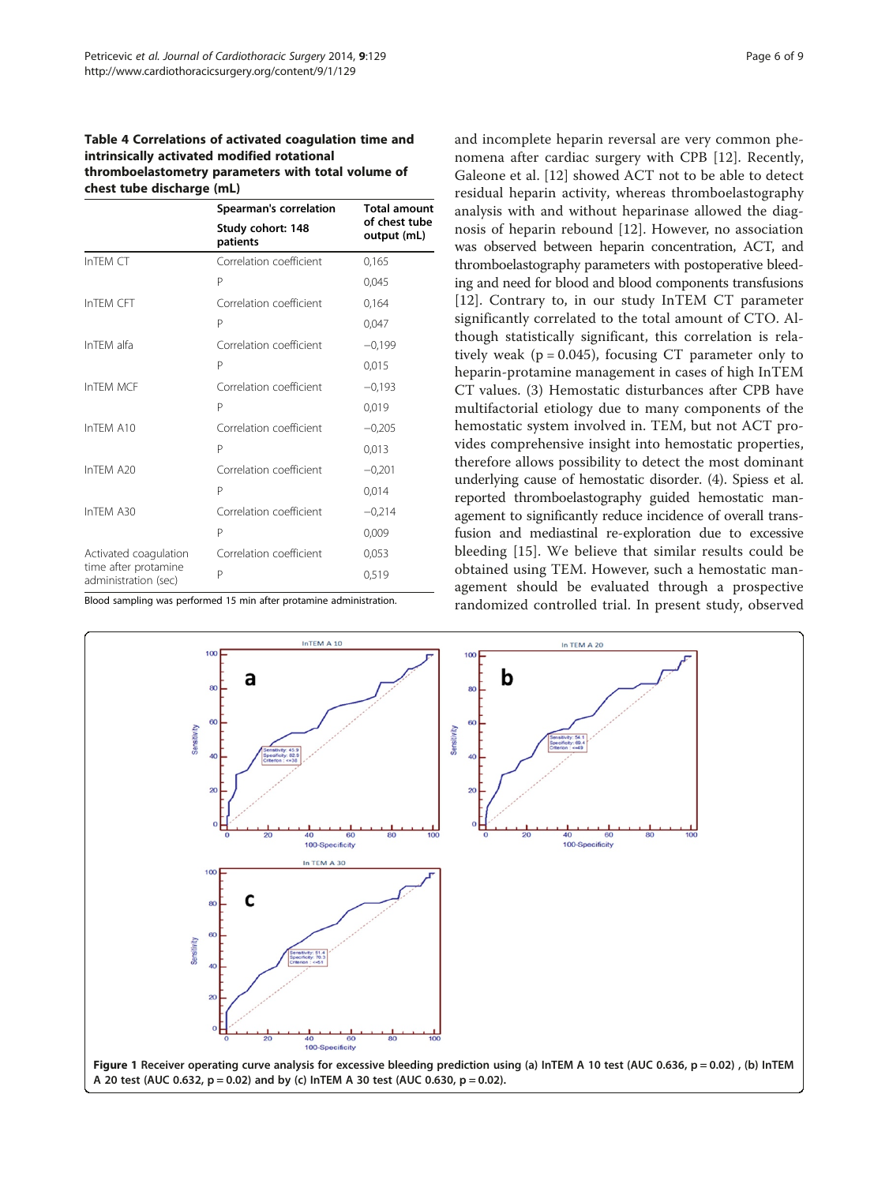**Table 4 Correlations of activated coagulation time and intrinsically activated modified rotational thromboelastometry parameters with total volume of chest tube discharge (mL)**

| | Spearman's correlation Study cohort: 148 patients | Total amount of chest tube output (mL) |
|---|---|---|
| InTEM CT | Correlation coefficient | 0,165 |
| | P | 0,045 |
| InTEM CFT | Correlation coefficient | 0,164 |
| | P | 0,047 |
| InTEM alfa | Correlation coefficient | −0,199 |
| | P | 0,015 |
| InTEM MCF | Correlation coefficient | −0,193 |
| | P | 0,019 |
| InTEM A10 | Correlation coefficient | −0,205 |
| | P | 0,013 |
| InTEM A20 | Correlation coefficient | −0,201 |
| | P | 0,014 |
| InTEM A30 | Correlation coefficient | −0,214 |
| | P | 0,009 |
| Activated coagulation time after protamine administration (sec) | Correlation coefficient | 0,053 |
| | P | 0,519 |

Blood sampling was performed 15 min after protamine administration.

and incomplete heparin reversal are very common phenomena after cardiac surgery with CPB [12]. Recently, Galeone et al. [12] showed ACT not to be able to detect residual heparin activity, whereas thromboelastography analysis with and without heparinase allowed the diagnosis of heparin rebound [12]. However, no association was observed between heparin concentration, ACT, and thromboelastography parameters with postoperative bleeding and need for blood and blood components transfusions [12]. Contrary to, in our study InTEM CT parameter significantly correlated to the total amount of CTO. Although statistically significant, this correlation is relatively weak ($p = 0.045$), focusing CT parameter only to heparin-protamine management in cases of high InTEM CT values. (3) Hemostatic disturbances after CPB have multifactorial etiology due to many components of the hemostatic system involved in. TEM, but not ACT provides comprehensive insight into hemostatic properties, therefore allows possibility to detect the most dominant underlying cause of hemostatic disorder. (4). Spiess et al. reported thromboelastography guided hemostatic management to significantly reduce incidence of overall transfusion and mediastinal re-exploration due to excessive bleeding [15]. We believe that similar results could be obtained using TEM. However, such a hemostatic management should be evaluated through a prospective randomized controlled trial. In present study, observed

**Figure 1** Receiver operating curve analysis for excessive bleeding prediction using (a) InTEM A 10 test (AUC 0.636, $p = 0.02$) , (b) InTEM A 20 test (AUC 0.632, $p = 0.02$) and by (c) InTEM A 30 test (AUC 0.630, $p = 0.02$).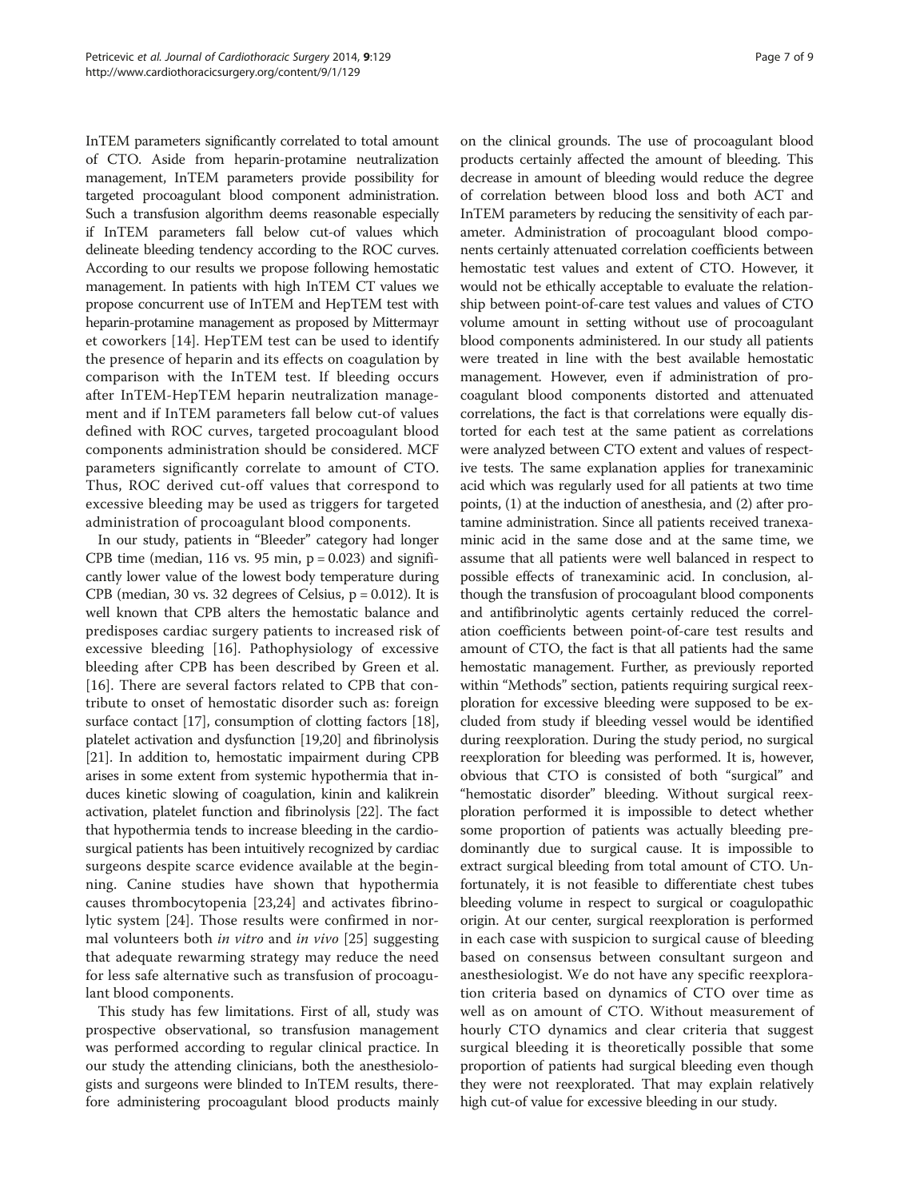InTEM parameters significantly correlated to total amount of CTO. Aside from heparin-protamine neutralization management, InTEM parameters provide possibility for targeted procoagulant blood component administration. Such a transfusion algorithm deems reasonable especially if InTEM parameters fall below cut-of values which delineate bleeding tendency according to the ROC curves. According to our results we propose following hemostatic management. In patients with high InTEM CT values we propose concurrent use of InTEM and HepTEM test with heparin-protamine management as proposed by Mittermayr et coworkers [14]. HepTEM test can be used to identify the presence of heparin and its effects on coagulation by comparison with the InTEM test. If bleeding occurs after InTEM-HepTEM heparin neutralization management and if InTEM parameters fall below cut-of values defined with ROC curves, targeted procoagulant blood components administration should be considered. MCF parameters significantly correlate to amount of CTO. Thus, ROC derived cut-off values that correspond to excessive bleeding may be used as triggers for targeted administration of procoagulant blood components.

In our study, patients in "Bleeder" category had longer CPB time (median, 116 vs. 95 min, $p = 0.023$) and significantly lower value of the lowest body temperature during CPB (median, 30 vs. 32 degrees of Celsius, $p = 0.012$). It is well known that CPB alters the hemostatic balance and predisposes cardiac surgery patients to increased risk of excessive bleeding [16]. Pathophysiology of excessive bleeding after CPB has been described by Green et al. [16]. There are several factors related to CPB that contribute to onset of hemostatic disorder such as: foreign surface contact [17], consumption of clotting factors [18], platelet activation and dysfunction [19,20] and fibrinolysis [21]. In addition to, hemostatic impairment during CPB arises in some extent from systemic hypothermia that induces kinetic slowing of coagulation, kinin and kalikrein activation, platelet function and fibrinolysis [22]. The fact that hypothermia tends to increase bleeding in the cardiosurgical patients has been intuitively recognized by cardiac surgeons despite scarce evidence available at the beginning. Canine studies have shown that hypothermia causes thrombocytopenia [23,24] and activates fibrinolytic system [24]. Those results were confirmed in normal volunteers both *in vitro* and *in vivo* [25] suggesting that adequate rewarming strategy may reduce the need for less safe alternative such as transfusion of procoagulant blood components.

This study has few limitations. First of all, study was prospective observational, so transfusion management was performed according to regular clinical practice. In our study the attending clinicians, both the anesthesiologists and surgeons were blinded to InTEM results, therefore administering procoagulant blood products mainly on the clinical grounds. The use of procoagulant blood products certainly affected the amount of bleeding. This decrease in amount of bleeding would reduce the degree of correlation between blood loss and both ACT and InTEM parameters by reducing the sensitivity of each parameter. Administration of procoagulant blood components certainly attenuated correlation coefficients between hemostatic test values and extent of CTO. However, it would not be ethically acceptable to evaluate the relationship between point-of-care test values and values of CTO volume amount in setting without use of procoagulant blood components administered. In our study all patients were treated in line with the best available hemostatic management. However, even if administration of procoagulant blood components distorted and attenuated correlations, the fact is that correlations were equally distorted for each test at the same patient as correlations were analyzed between CTO extent and values of respective tests. The same explanation applies for tranexaminic acid which was regularly used for all patients at two time points, (1) at the induction of anesthesia, and (2) after protamine administration. Since all patients received tranexaminic acid in the same dose and at the same time, we assume that all patients were well balanced in respect to possible effects of tranexaminic acid. In conclusion, although the transfusion of procoagulant blood components and antifibrinolytic agents certainly reduced the correlation coefficients between point-of-care test results and amount of CTO, the fact is that all patients had the same hemostatic management. Further, as previously reported within "Methods" section, patients requiring surgical reexploration for excessive bleeding were supposed to be excluded from study if bleeding vessel would be identified during reexploration. During the study period, no surgical reexploration for bleeding was performed. It is, however, obvious that CTO is consisted of both "surgical" and "hemostatic disorder" bleeding. Without surgical reexploration performed it is impossible to detect whether some proportion of patients was actually bleeding predominantly due to surgical cause. It is impossible to extract surgical bleeding from total amount of CTO. Unfortunately, it is not feasible to differentiate chest tubes bleeding volume in respect to surgical or coagulopathic origin. At our center, surgical reexploration is performed in each case with suspicion to surgical cause of bleeding based on consensus between consultant surgeon and anesthesiologist. We do not have any specific reexploration criteria based on dynamics of CTO over time as well as on amount of CTO. Without measurement of hourly CTO dynamics and clear criteria that suggest surgical bleeding it is theoretically possible that some proportion of patients had surgical bleeding even though they were not reexplorated. That may explain relatively high cut-of value for excessive bleeding in our study.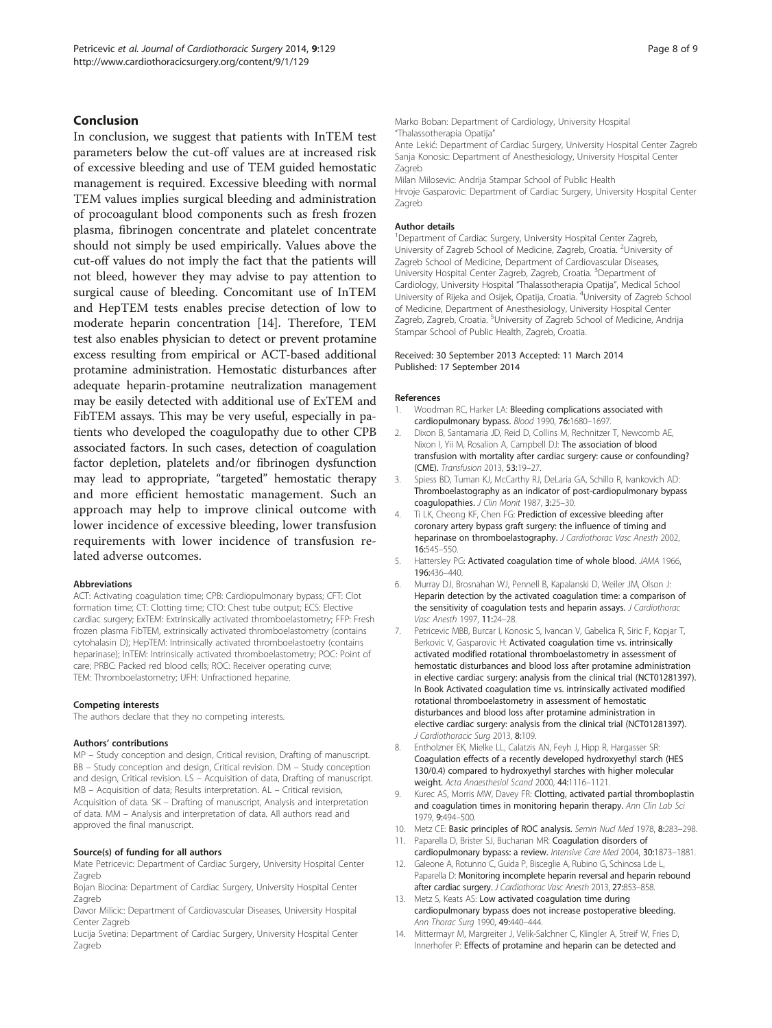## Conclusion

In conclusion, we suggest that patients with InTEM test parameters below the cut-off values are at increased risk of excessive bleeding and use of TEM guided hemostatic management is required. Excessive bleeding with normal TEM values implies surgical bleeding and administration of procoagulant blood components such as fresh frozen plasma, fibrinogen concentrate and platelet concentrate should not simply be used empirically. Values above the cut-off values do not imply the fact that the patients will not bleed, however they may advise to pay attention to surgical cause of bleeding. Concomitant use of InTEM and HepTEM tests enables precise detection of low to moderate heparin concentration [14]. Therefore, TEM test also enables physician to detect or prevent protamine excess resulting from empirical or ACT-based additional protamine administration. Hemostatic disturbances after adequate heparin-protamine neutralization management may be easily detected with additional use of ExTEM and FibTEM assays. This may be very useful, especially in patients who developed the coagulopathy due to other CPB associated factors. In such cases, detection of coagulation factor depletion, platelets and/or fibrinogen dysfunction may lead to appropriate, "targeted" hemostatic therapy and more efficient hemostatic management. Such an approach may help to improve clinical outcome with lower incidence of excessive bleeding, lower transfusion requirements with lower incidence of transfusion related adverse outcomes.

#### Abbreviations

ACT: Activating coagulation time; CPB: Cardiopulmonary bypass; CFT: Clot formation time; CT: Clotting time; CTO: Chest tube output; ECS: Elective cardiac surgery; ExTEM: Extrinsically activated thromboelastometry; FFP: Fresh frozen plasma FibTEM, extrinsically activated thromboelastometry (contains cytohalasin D); HepTEM: Intrinsically activated thromboelastoetry (contains heparinase); InTEM: Intrinsically activated thromboelastometry; POC: Point of care; PRBC: Packed red blood cells; ROC: Receiver operating curve; TEM: Thromboelastometry; UFH: Unfractioned heparine.

#### Competing interests

The authors declare that they no competing interests.

#### Authors' contributions

MP – Study conception and design, Critical revision, Drafting of manuscript. BB – Study conception and design, Critical revision. DM – Study conception and design, Critical revision. LS – Acquisition of data, Drafting of manuscript. MB – Acquisition of data; Results interpretation. AL – Critical revision, Acquisition of data. SK – Drafting of manuscript, Analysis and interpretation of data. MM – Analysis and interpretation of data. All authors read and approved the final manuscript.

#### Source(s) of funding for all authors

Mate Petricevic: Department of Cardiac Surgery, University Hospital Center Zagreb
Bojan Biocina: Department of Cardiac Surgery, University Hospital Center Zagreb
Davor Milicic: Department of Cardiovascular Diseases, University Hospital Center Zagreb
Lucija Svetina: Department of Cardiac Surgery, University Hospital Center Zagreb
Marko Boban: Department of Cardiology, University Hospital "Thalassotherapia Opatija"
Ante Lekić: Department of Cardiac Surgery, University Hospital Center Zagreb
Sanja Konosic: Department of Anesthesiology, University Hospital Center Zagreb
Milan Milosevic: Andrija Stampar School of Public Health
Hrvoje Gasparovic: Department of Cardiac Surgery, University Hospital Center Zagreb

#### Author details

[1]Department of Cardiac Surgery, University Hospital Center Zagreb, University of Zagreb School of Medicine, Zagreb, Croatia. [2]University of Zagreb School of Medicine, Department of Cardiovascular Diseases, University Hospital Center Zagreb, Zagreb, Croatia. [3]Department of Cardiology, University Hospital "Thalassotherapia Opatija", Medical School University of Rijeka and Osijek, Opatija, Croatia. [4]University of Zagreb School of Medicine, Department of Anesthesiology, University Hospital Center Zagreb, Zagreb, Croatia. [5]University of Zagreb School of Medicine, Andrija Stampar School of Public Health, Zagreb, Croatia.

Received: 30 September 2013 Accepted: 11 March 2014
Published: 17 September 2014

#### References

1. Woodman RC, Harker LA: Bleeding complications associated with cardiopulmonary bypass. *Blood* 1990, 76:1680–1697.
2. Dixon B, Santamaria JD, Reid D, Collins M, Rechnitzer T, Newcomb AE, Nixon I, Yii M, Rosalion A, Campbell DJ: The association of blood transfusion with mortality after cardiac surgery: cause or confounding? (CME). *Transfusion* 2013, 53:19–27.
3. Spiess BD, Tuman KJ, McCarthy RJ, DeLaria GA, Schillo R, Ivankovich AD: Thromboelastography as an indicator of post-cardiopulmonary bypass coagulopathies. *J Clin Monit* 1987, 3:25–30.
4. Ti LK, Cheong KF, Chen FG: Prediction of excessive bleeding after coronary artery bypass graft surgery: the influence of timing and heparinase on thromboelastography. *J Cardiothorac Vasc Anesth* 2002, 16:545–550.
5. Hattersley PG: Activated coagulation time of whole blood. *JAMA* 1966, 196:436–440.
6. Murray DJ, Brosnahan WJ, Pennell B, Kapalanski D, Weiler JM, Olson J: Heparin detection by the activated coagulation time: a comparison of the sensitivity of coagulation tests and heparin assays. *J Cardiothorac Vasc Anesth* 1997, 11:24–28.
7. Petricevic MBB, Burcar I, Konosic S, Ivancan V, Gabelica R, Siric F, Kopjar T, Berkovic V, Gasparovic H: Activated coagulation time vs. intrinsically activated modified rotational thromboelastometry in assessment of hemostatic disturbances and blood loss after protamine administration in elective cardiac surgery: analysis from the clinical trial (NCT01281397). In Book Activated coagulation time vs. intrinsically activated modified rotational thromboelastometry in assessment of hemostatic disturbances and blood loss after protamine administration in elective cardiac surgery: analysis from the clinical trial (NCT01281397). *J Cardiothoracic Surg* 2013, 8:109.
8. Entholzner EK, Mielke LL, Calatzis AN, Feyh J, Hipp R, Hargasser SR: Coagulation effects of a recently developed hydroxyethyl starch (HES 130/0.4) compared to hydroxyethyl starches with higher molecular weight. *Acta Anaesthesiol Scand* 2000, 44:1116–1121.
9. Kurec AS, Morris MW, Davey FR: Clotting, activated partial thromboplastin and coagulation times in monitoring heparin therapy. *Ann Clin Lab Sci* 1979, 9:494–500.
10. Metz CE: Basic principles of ROC analysis. *Semin Nucl Med* 1978, 8:283–298.
11. Paparella D, Brister SJ, Buchanan MR: Coagulation disorders of cardiopulmonary bypass: a review. *Intensive Care Med* 2004, 30:1873–1881.
12. Galeone A, Rotunno C, Guida P, Bisceglie A, Rubino G, Schinosa Lde L, Paparella D: Monitoring incomplete heparin reversal and heparin rebound after cardiac surgery. *J Cardiothorac Vasc Anesth* 2013, 27:853–858.
13. Metz S, Keats AS: Low activated coagulation time during cardiopulmonary bypass does not increase postoperative bleeding. *Ann Thorac Surg* 1990, 49:440–444.
14. Mittermayr M, Margreiter J, Velik-Salchner C, Klingler A, Streif W, Fries D, Innerhofer P: Effects of protamine and heparin can be detected and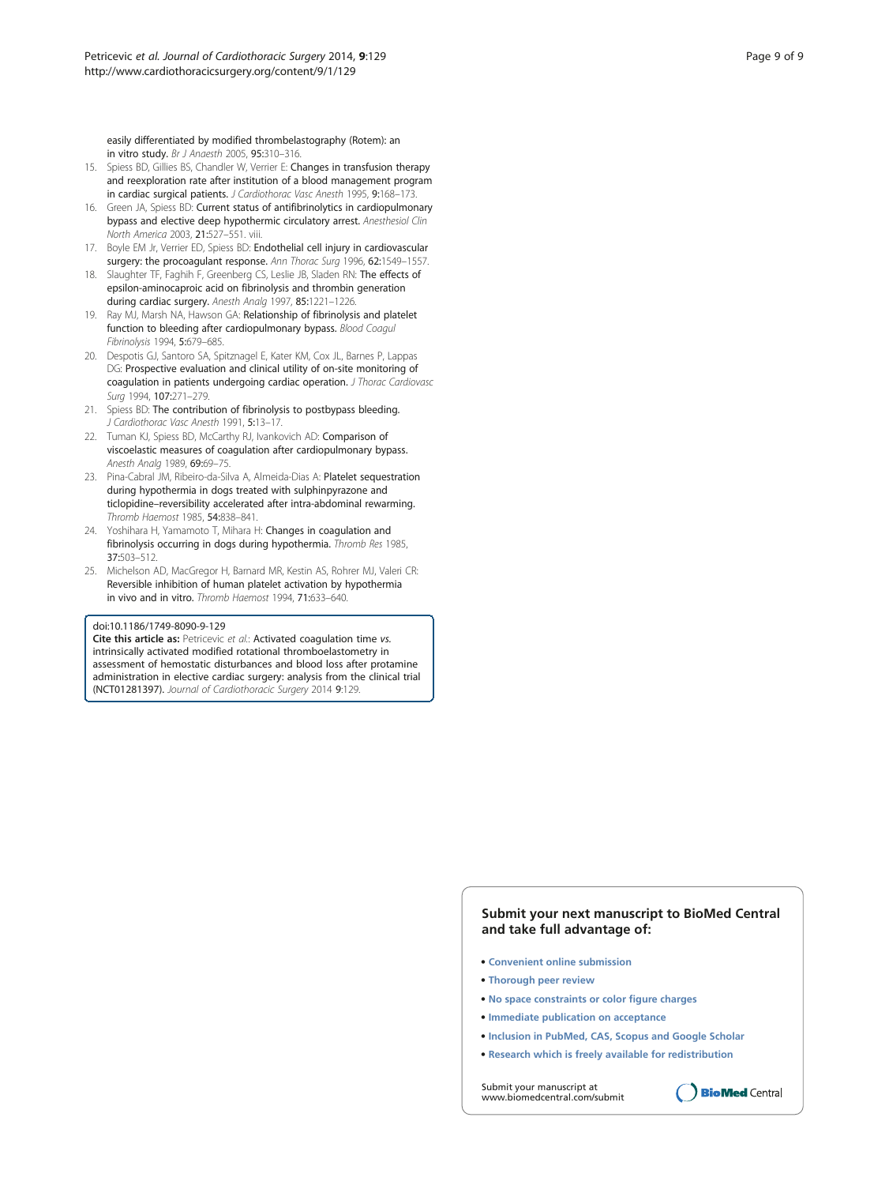easily differentiated by modified thrombelastography (Rotem): an in vitro study. *Br J Anaesth* 2005, **95**:310–316.

15. Spiess BD, Gillies BS, Chandler W, Verrier E: **Changes in transfusion therapy and reexploration rate after institution of a blood management program in cardiac surgical patients.** *J Cardiothorac Vasc Anesth* 1995, **9**:168–173.
16. Green JA, Spiess BD: **Current status of antifibrinolytics in cardiopulmonary bypass and elective deep hypothermic circulatory arrest.** *Anesthesiol Clin North America* 2003, **21**:527–551. viii.
17. Boyle EM Jr, Verrier ED, Spiess BD: **Endothelial cell injury in cardiovascular surgery: the procoagulant response.** *Ann Thorac Surg* 1996, **62**:1549–1557.
18. Slaughter TF, Faghih F, Greenberg CS, Leslie JB, Sladen RN: **The effects of epsilon-aminocaproic acid on fibrinolysis and thrombin generation during cardiac surgery.** *Anesth Analg* 1997, **85**:1221–1226.
19. Ray MJ, Marsh NA, Hawson GA: **Relationship of fibrinolysis and platelet function to bleeding after cardiopulmonary bypass.** *Blood Coagul Fibrinolysis* 1994, **5**:679–685.
20. Despotis GJ, Santoro SA, Spitznagel E, Kater KM, Cox JL, Barnes P, Lappas DG: **Prospective evaluation and clinical utility of on-site monitoring of coagulation in patients undergoing cardiac operation.** *J Thorac Cardiovasc Surg* 1994, **107**:271–279.
21. Spiess BD: **The contribution of fibrinolysis to postbypass bleeding.** *J Cardiothorac Vasc Anesth* 1991, **5**:13–17.
22. Tuman KJ, Spiess BD, McCarthy RJ, Ivankovich AD: **Comparison of viscoelastic measures of coagulation after cardiopulmonary bypass.** *Anesth Analg* 1989, **69**:69–75.
23. Pina-Cabral JM, Ribeiro-da-Silva A, Almeida-Dias A: **Platelet sequestration during hypothermia in dogs treated with sulphinpyrazone and ticlopidine–reversibility accelerated after intra-abdominal rewarming.** *Thromb Haemost* 1985, **54**:838–841.
24. Yoshihara H, Yamamoto T, Mihara H: **Changes in coagulation and fibrinolysis occurring in dogs during hypothermia.** *Thromb Res* 1985, **37**:503–512.
25. Michelson AD, MacGregor H, Barnard MR, Kestin AS, Rohrer MJ, Valeri CR: **Reversible inhibition of human platelet activation by hypothermia in vivo and in vitro.** *Thromb Haemost* 1994, **71**:633–640.

doi:10.1186/1749-8090-9-129

**Cite this article as:** Petricevic *et al.*: Activated coagulation time *vs.* intrinsically activated modified rotational thromboelastometry in assessment of hemostatic disturbances and blood loss after protamine administration in elective cardiac surgery: analysis from the clinical trial (NCT01281397). *Journal of Cardiothoracic Surgery* 2014 **9**:129.

**Submit your next manuscript to BioMed Central and take full advantage of:**

- **Convenient online submission**
- **Thorough peer review**
- **No space constraints or color figure charges**
- **Immediate publication on acceptance**
- **Inclusion in PubMed, CAS, Scopus and Google Scholar**
- **Research which is freely available for redistribution**

Submit your manuscript at www.biomedcentral.com/submit

BioMed Central